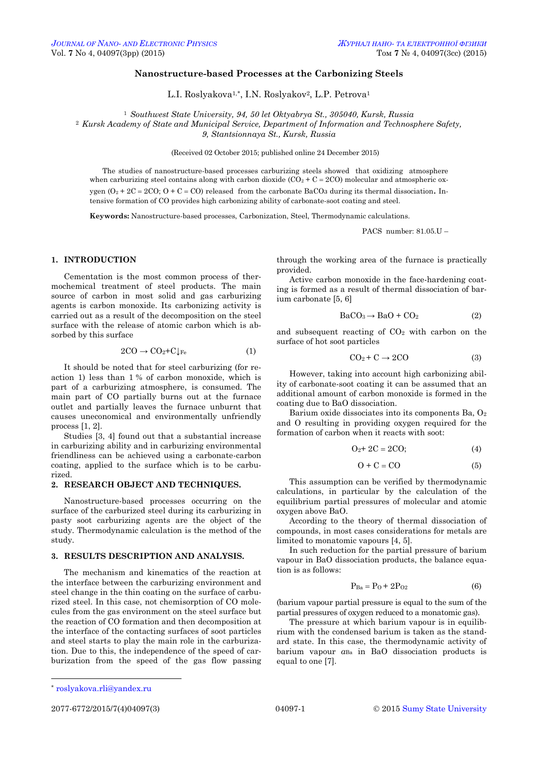# Nanostructure-based Processes at the Carbonizing Steels

L.I. Roslyakova[1,*], I.N. Roslyakov[2], L.P. Petrova[1]

[1] *Southwest State University, 94, 50 let Oktyabrya St., 305040, Kursk, Russia*
[2] *Kursk Academy of State and Municipal Service, Department of Information and Technosphere Safety, 9, Stantsionnaya St., Kursk, Russia*

(Received 02 October 2015; published online 24 December 2015)

The studies of nanostructure-based processes carburizing steels showed that oxidizing atmosphere when carburizing steel contains along with carbon dioxide ($CO_2 + C = 2CO$) molecular and atmospheric oxygen ($O_2 + 2C = 2CO$; $O + C = CO$) released from the carbonate $BaCO_3$ during its thermal dissociation. Intensive formation of CO provides high carbonizing ability of carbonate-soot coating and steel.

**Keywords:** Nanostructure-based processes, Carbonization, Steel, Thermodynamic calculations.

PACS number: 81.05.U –

## 1. INTRODUCTION

Cementation is the most common process of thermochemical treatment of steel products. The main source of carbon in most solid and gas carburizing agents is carbon monoxide. Its carbonizing activity is carried out as a result of the decomposition on the steel surface with the release of atomic carbon which is absorbed by this surface

$$2CO \rightarrow CO_2 + C\downarrow_{Fe} \tag{1}$$

It should be noted that for steel carburizing (for reaction 1) less than 1 % of carbon monoxide, which is part of a carburizing atmosphere, is consumed. The main part of CO partially burns out at the furnace outlet and partially leaves the furnace unburnt that causes uneconomical and environmentally unfriendly process [1, 2].

Studies [3, 4] found out that a substantial increase in carburizing ability and in carburizing environmental friendliness can be achieved using a carbonate-carbon coating, applied to the surface which is to be carburized.

## 2. RESEARCH OBJECT AND TECHNIQUES.

Nanostructure-based processes occurring on the surface of the carburized steel during its carburizing in pasty soot carburizing agents are the object of the study. Thermodynamic calculation is the method of the study.

## 3. RESULTS DESCRIPTION AND ANALYSIS.

The mechanism and kinematics of the reaction at the interface between the carburizing environment and steel change in the thin coating on the surface of carburized steel. In this case, not chemisorption of CO molecules from the gas environment on the steel surface but the reaction of CO formation and then decomposition at the interface of the contacting surfaces of soot particles and steel starts to play the main role in the carburization. Due to this, the independence of the speed of carburization from the speed of the gas flow passing through the working area of the furnace is practically provided.

Active carbon monoxide in the face-hardening coating is formed as a result of thermal dissociation of barium carbonate [5, 6]

$$BaCO_3 \rightarrow BaO + CO_2 \tag{2}$$

and subsequent reacting of $CO_2$ with carbon on the surface of hot soot particles

$$CO_2 + C \rightarrow 2CO \tag{3}$$

However, taking into account high carbonizing ability of carbonate-soot coating it can be assumed that an additional amount of carbon monoxide is formed in the coating due to BaO dissociation.

Barium oxide dissociates into its components Ba, $O_2$ and O resulting in providing oxygen required for the formation of carbon when it reacts with soot:

$$O_2 + 2C = 2CO; \tag{4}$$

$$O + C = CO \tag{5}$$

This assumption can be verified by thermodynamic calculations, in particular by the calculation of the equilibrium partial pressures of molecular and atomic oxygen above BaO.

According to the theory of thermal dissociation of compounds, in most cases considerations for metals are limited to monatomic vapours [4, 5].

In such reduction for the partial pressure of barium vapour in BaO dissociation products, the balance equation is as follows:

$$P_{Ba} = P_O + 2P_{O_2} \tag{6}$$

(barium vapour partial pressure is equal to the sum of the partial pressures of oxygen reduced to a monatomic gas).

The pressure at which barium vapour is in equilibrium with the condensed barium is taken as the standard state. In this case, the thermodynamic activity of barium vapour $a_{Ba}$ in BaO dissociation products is equal to one [7].

[*] roslyakova.rli@yandex.ru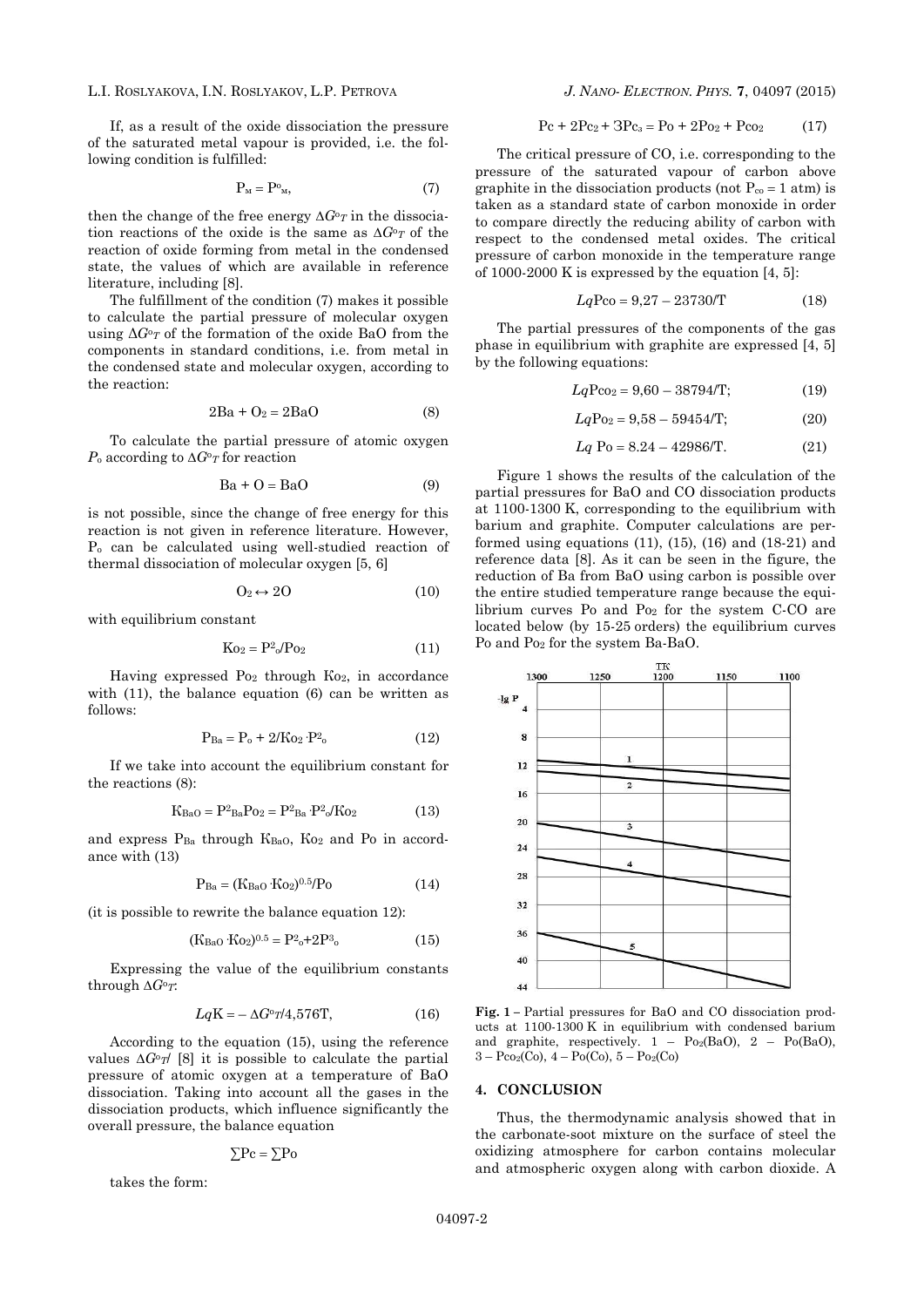If, as a result of the oxide dissociation the pressure of the saturated metal vapour is provided, i.e. the following condition is fulfilled:

$$P_м = P^o_м, \qquad (7)$$

then the change of the free energy $\Delta G^o{}_T$ in the dissociation reactions of the oxide is the same as $\Delta G^o{}_T$ of the reaction of oxide forming from metal in the condensed state, the values of which are available in reference literature, including [8].

The fulfillment of the condition (7) makes it possible to calculate the partial pressure of molecular oxygen using $\Delta G^o{}_T$ of the formation of the oxide BaO from the components in standard conditions, i.e. from metal in the condensed state and molecular oxygen, according to the reaction:

$$2Ba + O_2 = 2BaO \qquad (8)$$

To calculate the partial pressure of atomic oxygen $P_o$ according to $\Delta G^o{}_T$ for reaction

$$Ba + O = BaO \qquad (9)$$

is not possible, since the change of free energy for this reaction is not given in reference literature. However, $P_o$ can be calculated using well-studied reaction of thermal dissociation of molecular oxygen [5, 6]

$$O_2 \leftrightarrow 2O \qquad (10)$$

with equilibrium constant

$$K_{O_2} = P^2_o / P_{O_2} \qquad (11)$$

Having expressed $P_{O_2}$ through $K_{O_2}$, in accordance with (11), the balance equation (6) can be written as follows:

$$P_{Ba} = P_o + 2/K_{O_2} \cdot P^2_o \qquad (12)$$

If we take into account the equilibrium constant for the reactions (8):

$$K_{BaO} = P^2_{Ba} P_{O_2} = P^2_{Ba} \cdot P^2_o / K_{O_2} \qquad (13)$$

and express $P_{Ba}$ through $K_{BaO}$, $K_{O_2}$ and Po in accordance with (13)

$$P_{Ba} = (K_{BaO} \cdot K_{O_2})^{0.5} / P_o \qquad (14)$$

(it is possible to rewrite the balance equation 12):

$$(K_{BaO} \cdot K_{O_2})^{0.5} = P^2_o + 2P^3_o \qquad (15)$$

Expressing the value of the equilibrium constants through $\Delta G^o{}_T$:

$$LqK = -\Delta G^o{}_T / 4{,}576T, \qquad (16)$$

According to the equation (15), using the reference values $\Delta G^o{}_T$/ [8] it is possible to calculate the partial pressure of atomic oxygen at a temperature of BaO dissociation. Taking into account all the gases in the dissociation products, which influence significantly the overall pressure, the balance equation

$$\sum P_c = \sum P_o$$

takes the form:

$$P_c + 2P_{c_2} + 3P_{c_3} = P_o + 2P_{O_2} + P_{CO_2} \qquad (17)$$

The critical pressure of CO, i.e. corresponding to the pressure of the saturated vapour of carbon above graphite in the dissociation products (not $P_{co} = 1$ atm) is taken as a standard state of carbon monoxide in order to compare directly the reducing ability of carbon with respect to the condensed metal oxides. The critical pressure of carbon monoxide in the temperature range of 1000-2000 K is expressed by the equation [4, 5]:

$$LqP_{CO} = 9{,}27 - 23730/T \qquad (18)$$

The partial pressures of the components of the gas phase in equilibrium with graphite are expressed [4, 5] by the following equations:

$$LqP_{CO_2} = 9{,}60 - 38794/T; \qquad (19)$$

$$LqP_{O_2} = 9{,}58 - 59454/T; \qquad (20)$$

$$Lq\ P_o = 8.24 - 42986/T. \qquad (21)$$

Figure 1 shows the results of the calculation of the partial pressures for BaO and CO dissociation products at 1100-1300 K, corresponding to the equilibrium with barium and graphite. Computer calculations are performed using equations (11), (15), (16) and (18-21) and reference data [8]. As it can be seen in the figure, the reduction of Ba from BaO using carbon is possible over the entire studied temperature range because the equilibrium curves Po and $P_{O_2}$ for the system C-CO are located below (by 15-25 orders) the equilibrium curves Po and $P_{O_2}$ for the system Ba-BaO.

**Fig. 1** – Partial pressures for BaO and CO dissociation products at 1100-1300 K in equilibrium with condensed barium and graphite, respectively. 1 – $P_{O_2}$(BaO), 2 – Po(BaO), 3 – $P_{CO_2}$(Co), 4 – Po(Co), 5 – $P_{O_2}$(Co)

## 4. CONCLUSION

Thus, the thermodynamic analysis showed that in the carbonate-soot mixture on the surface of steel the oxidizing atmosphere for carbon contains molecular and atmospheric oxygen along with carbon dioxide. A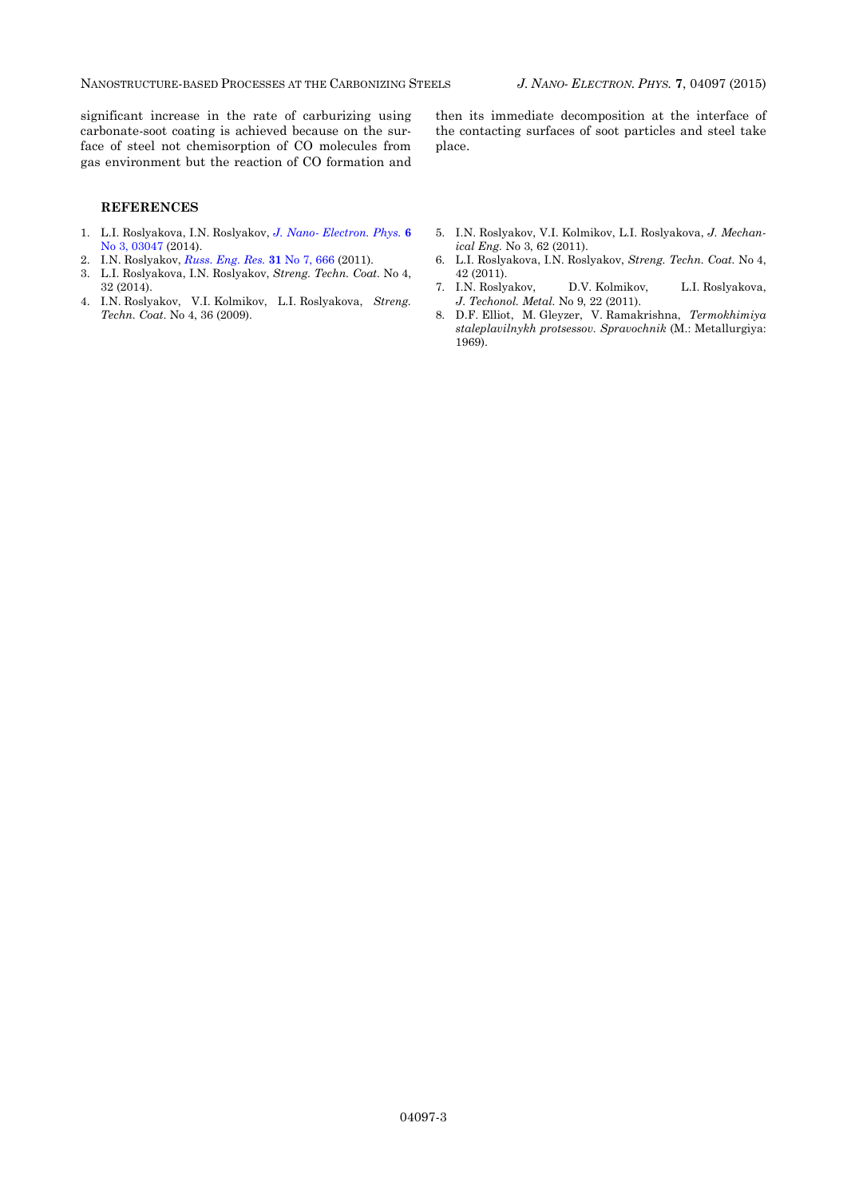significant increase in the rate of carburizing using carbonate-soot coating is achieved because on the surface of steel not chemisorption of CO molecules from gas environment but the reaction of CO formation and then its immediate decomposition at the interface of the contacting surfaces of soot particles and steel take place.

## REFERENCES

1. L.I. Roslyakova, I.N. Roslyakov, *J. Nano- Electron. Phys.* **6** No 3, 03047 (2014).
2. I.N. Roslyakov, *Russ. Eng. Res.* **31** No 7, 666 (2011).
3. L.I. Roslyakova, I.N. Roslyakov, *Streng. Techn. Coat.* No 4, 32 (2014).
4. I.N. Roslyakov, V.I. Kolmikov, L.I. Roslyakova, *Streng. Techn. Coat.* No 4, 36 (2009).
5. I.N. Roslyakov, V.I. Kolmikov, L.I. Roslyakova, *J. Mechanical Eng.* No 3, 62 (2011).
6. L.I. Roslyakova, I.N. Roslyakov, *Streng. Techn. Coat.* No 4, 42 (2011).
7. I.N. Roslyakov, D.V. Kolmikov, L.I. Roslyakova, *J. Techonol. Metal.* No 9, 22 (2011).
8. D.F. Elliot, M. Gleyzer, V. Ramakrishna, *Termokhimiya staleplavilnykh protsessov. Spravochnik* (M.: Metallurgiya: 1969).